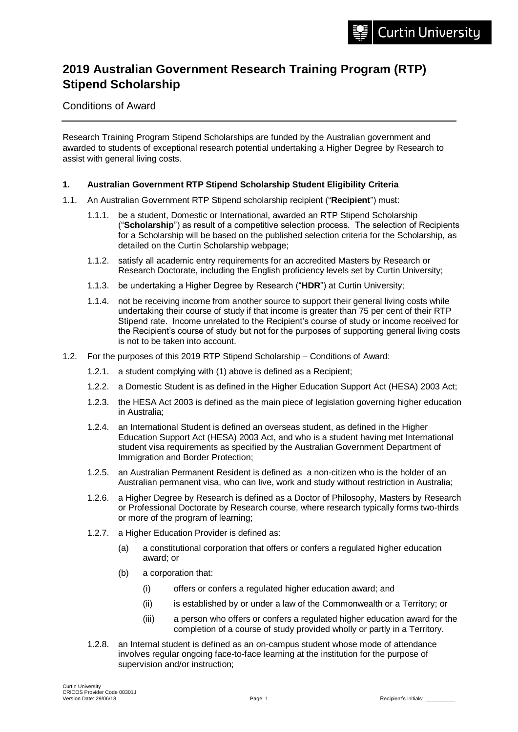# 2019 Australian Government Research Training Program (RTP) Stipend Scholarship

Conditions of Award

Research Training Program Stipend Scholarships are funded by the Australian government and awarded to students of exceptional research potential undertaking a Higher Degree by Research to assist with general living costs.

### 1. Australian Government RTP Stipend Scholarship Student Eligibility Criteria

1.1. An Australian Government RTP Stipend scholarship recipient ("**Recipient**") must:

- 1.1.1. be a student, Domestic or International, awarded an RTP Stipend Scholarship ("**Scholarship**") as result of a competitive selection process. The selection of Recipients for a Scholarship will be based on the published selection criteria for the Scholarship, as detailed on the Curtin Scholarship webpage;
- 1.1.2. satisfy all academic entry requirements for an accredited Masters by Research or Research Doctorate, including the English proficiency levels set by Curtin University;
- 1.1.3. be undertaking a Higher Degree by Research ("**HDR**") at Curtin University;
- 1.1.4. not be receiving income from another source to support their general living costs while undertaking their course of study if that income is greater than 75 per cent of their RTP Stipend rate. Income unrelated to the Recipient's course of study or income received for the Recipient's course of study but not for the purposes of supporting general living costs is not to be taken into account.

1.2. For the purposes of this 2019 RTP Stipend Scholarship – Conditions of Award:

- 1.2.1. a student complying with (1) above is defined as a Recipient;
- 1.2.2. a Domestic Student is as defined in the Higher Education Support Act (HESA) 2003 Act;
- 1.2.3. the HESA Act 2003 is defined as the main piece of legislation governing higher education in Australia;
- 1.2.4. an International Student is defined an overseas student, as defined in the Higher Education Support Act (HESA) 2003 Act, and who is a student having met International student visa requirements as specified by the Australian Government Department of Immigration and Border Protection;
- 1.2.5. an Australian Permanent Resident is defined as a non-citizen who is the holder of an Australian permanent visa, who can live, work and study without restriction in Australia;
- 1.2.6. a Higher Degree by Research is defined as a Doctor of Philosophy, Masters by Research or Professional Doctorate by Research course, where research typically forms two-thirds or more of the program of learning;
- 1.2.7. a Higher Education Provider is defined as:
  - (a) a constitutional corporation that offers or confers a regulated higher education award; or
  - (b) a corporation that:
    - (i) offers or confers a regulated higher education award; and
    - (ii) is established by or under a law of the Commonwealth or a Territory; or
    - (iii) a person who offers or confers a regulated higher education award for the completion of a course of study provided wholly or partly in a Territory.
- 1.2.8. an Internal student is defined as an on-campus student whose mode of attendance involves regular ongoing face-to-face learning at the institution for the purpose of supervision and/or instruction;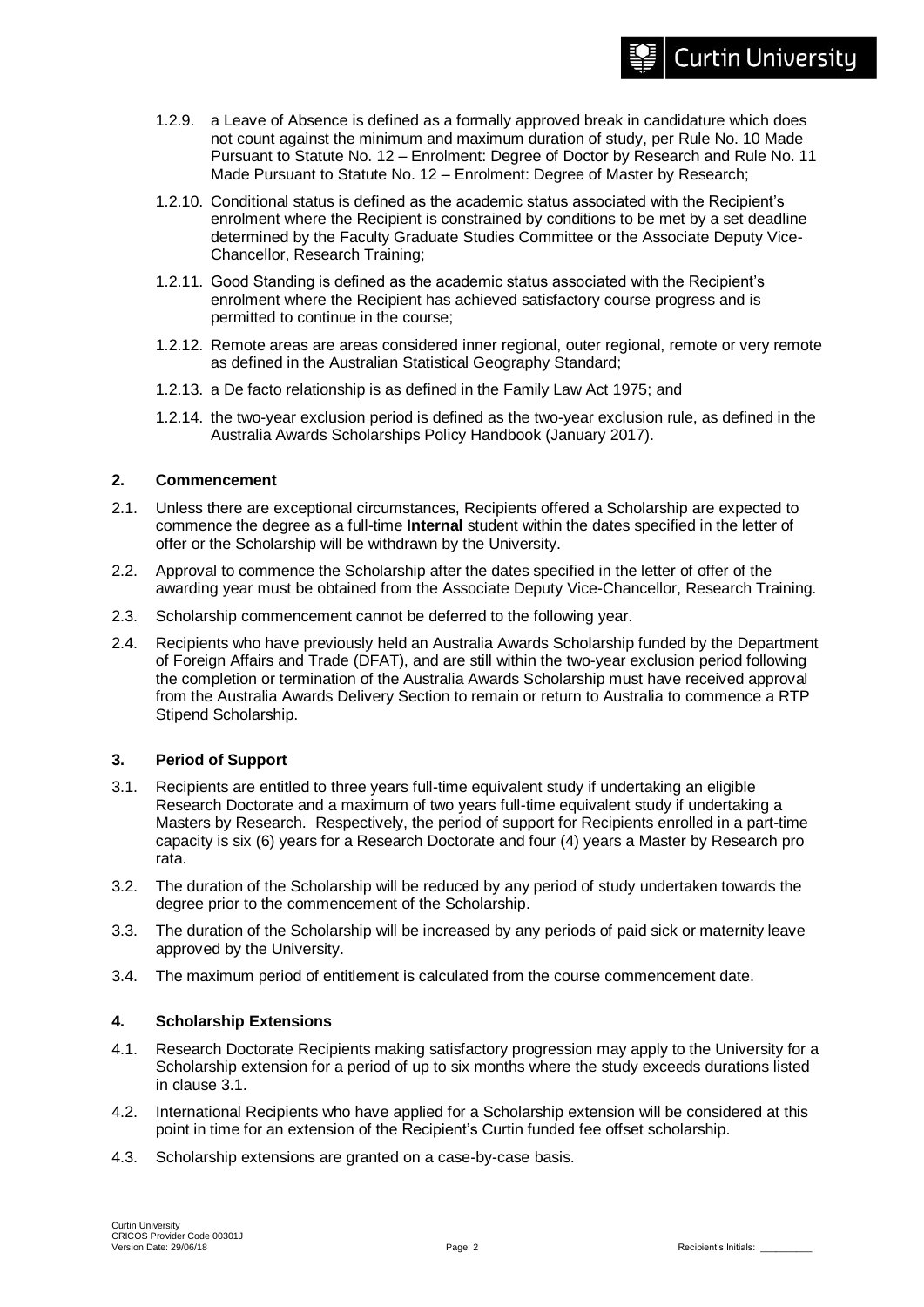1.2.9. a Leave of Absence is defined as a formally approved break in candidature which does not count against the minimum and maximum duration of study, per Rule No. 10 Made Pursuant to Statute No. 12 – Enrolment: Degree of Doctor by Research and Rule No. 11 Made Pursuant to Statute No. 12 – Enrolment: Degree of Master by Research;

1.2.10. Conditional status is defined as the academic status associated with the Recipient's enrolment where the Recipient is constrained by conditions to be met by a set deadline determined by the Faculty Graduate Studies Committee or the Associate Deputy Vice-Chancellor, Research Training;

1.2.11. Good Standing is defined as the academic status associated with the Recipient's enrolment where the Recipient has achieved satisfactory course progress and is permitted to continue in the course;

1.2.12. Remote areas are areas considered inner regional, outer regional, remote or very remote as defined in the Australian Statistical Geography Standard;

1.2.13. a De facto relationship is as defined in the Family Law Act 1975; and

1.2.14. the two-year exclusion period is defined as the two-year exclusion rule, as defined in the Australia Awards Scholarships Policy Handbook (January 2017).

## 2. Commencement

2.1. Unless there are exceptional circumstances, Recipients offered a Scholarship are expected to commence the degree as a full-time **Internal** student within the dates specified in the letter of offer or the Scholarship will be withdrawn by the University.

2.2. Approval to commence the Scholarship after the dates specified in the letter of offer of the awarding year must be obtained from the Associate Deputy Vice-Chancellor, Research Training.

2.3. Scholarship commencement cannot be deferred to the following year.

2.4. Recipients who have previously held an Australia Awards Scholarship funded by the Department of Foreign Affairs and Trade (DFAT), and are still within the two-year exclusion period following the completion or termination of the Australia Awards Scholarship must have received approval from the Australia Awards Delivery Section to remain or return to Australia to commence a RTP Stipend Scholarship.

## 3. Period of Support

3.1. Recipients are entitled to three years full-time equivalent study if undertaking an eligible Research Doctorate and a maximum of two years full-time equivalent study if undertaking a Masters by Research. Respectively, the period of support for Recipients enrolled in a part-time capacity is six (6) years for a Research Doctorate and four (4) years a Master by Research pro rata.

3.2. The duration of the Scholarship will be reduced by any period of study undertaken towards the degree prior to the commencement of the Scholarship.

3.3. The duration of the Scholarship will be increased by any periods of paid sick or maternity leave approved by the University.

3.4. The maximum period of entitlement is calculated from the course commencement date.

## 4. Scholarship Extensions

4.1. Research Doctorate Recipients making satisfactory progression may apply to the University for a Scholarship extension for a period of up to six months where the study exceeds durations listed in clause 3.1.

4.2. International Recipients who have applied for a Scholarship extension will be considered at this point in time for an extension of the Recipient's Curtin funded fee offset scholarship.

4.3. Scholarship extensions are granted on a case-by-case basis.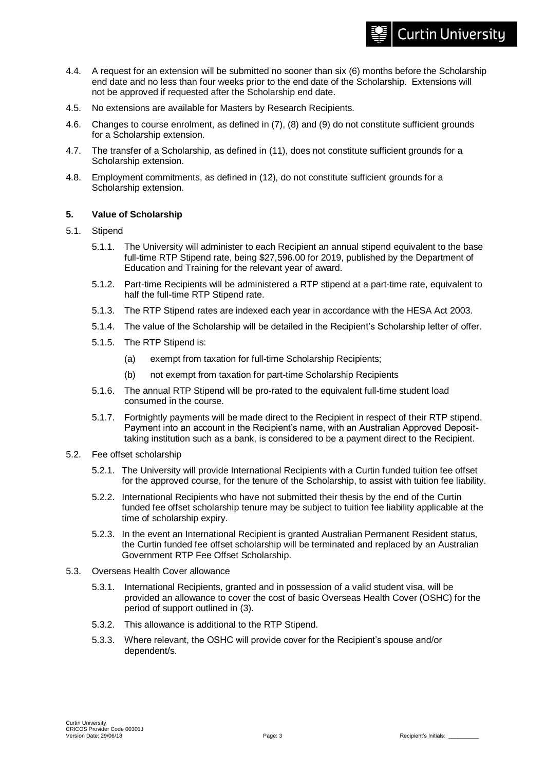4.4. A request for an extension will be submitted no sooner than six (6) months before the Scholarship end date and no less than four weeks prior to the end date of the Scholarship. Extensions will not be approved if requested after the Scholarship end date.

4.5. No extensions are available for Masters by Research Recipients.

4.6. Changes to course enrolment, as defined in (7), (8) and (9) do not constitute sufficient grounds for a Scholarship extension.

4.7. The transfer of a Scholarship, as defined in (11), does not constitute sufficient grounds for a Scholarship extension.

4.8. Employment commitments, as defined in (12), do not constitute sufficient grounds for a Scholarship extension.

**5. Value of Scholarship**

5.1. Stipend

5.1.1. The University will administer to each Recipient an annual stipend equivalent to the base full-time RTP Stipend rate, being $27,596.00 for 2019, published by the Department of Education and Training for the relevant year of award.

5.1.2. Part-time Recipients will be administered a RTP stipend at a part-time rate, equivalent to half the full-time RTP Stipend rate.

5.1.3. The RTP Stipend rates are indexed each year in accordance with the HESA Act 2003.

5.1.4. The value of the Scholarship will be detailed in the Recipient's Scholarship letter of offer.

5.1.5. The RTP Stipend is:

(a) exempt from taxation for full-time Scholarship Recipients;

(b) not exempt from taxation for part-time Scholarship Recipients

5.1.6. The annual RTP Stipend will be pro-rated to the equivalent full-time student load consumed in the course.

5.1.7. Fortnightly payments will be made direct to the Recipient in respect of their RTP stipend. Payment into an account in the Recipient's name, with an Australian Approved Deposit-taking institution such as a bank, is considered to be a payment direct to the Recipient.

5.2. Fee offset scholarship

5.2.1. The University will provide International Recipients with a Curtin funded tuition fee offset for the approved course, for the tenure of the Scholarship, to assist with tuition fee liability.

5.2.2. International Recipients who have not submitted their thesis by the end of the Curtin funded fee offset scholarship tenure may be subject to tuition fee liability applicable at the time of scholarship expiry.

5.2.3. In the event an International Recipient is granted Australian Permanent Resident status, the Curtin funded fee offset scholarship will be terminated and replaced by an Australian Government RTP Fee Offset Scholarship.

5.3. Overseas Health Cover allowance

5.3.1. International Recipients, granted and in possession of a valid student visa, will be provided an allowance to cover the cost of basic Overseas Health Cover (OSHC) for the period of support outlined in (3).

5.3.2. This allowance is additional to the RTP Stipend.

5.3.3. Where relevant, the OSHC will provide cover for the Recipient's spouse and/or dependent/s.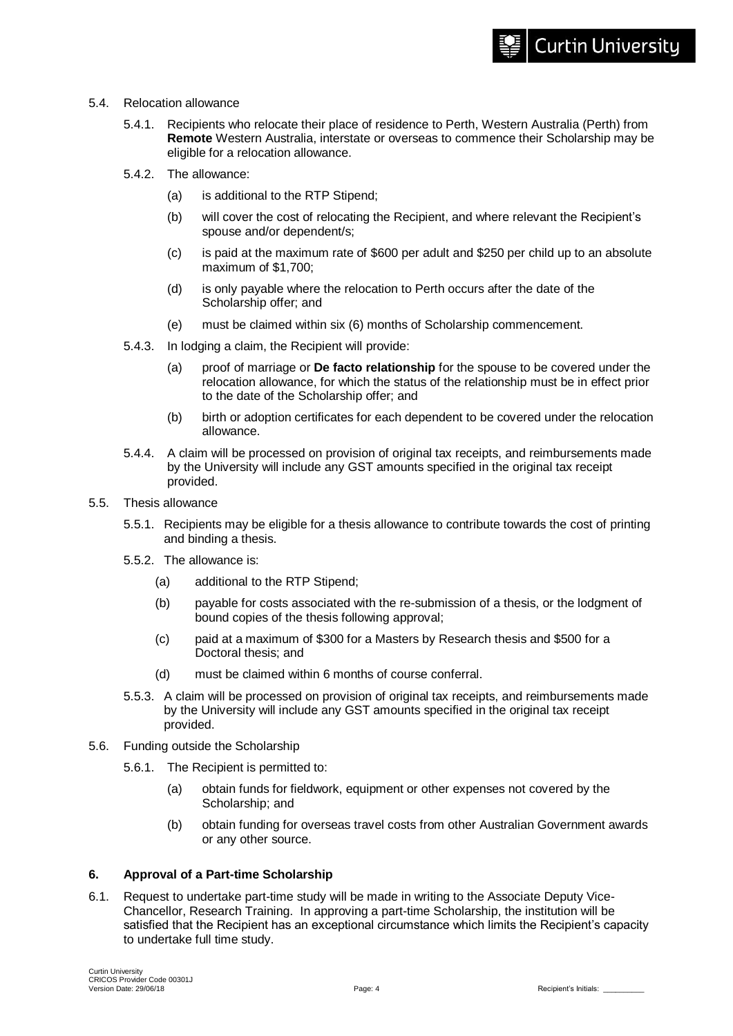5.4. Relocation allowance

5.4.1. Recipients who relocate their place of residence to Perth, Western Australia (Perth) from **Remote** Western Australia, interstate or overseas to commence their Scholarship may be eligible for a relocation allowance.

5.4.2. The allowance:

(a) is additional to the RTP Stipend;

(b) will cover the cost of relocating the Recipient, and where relevant the Recipient's spouse and/or dependent/s;

(c) is paid at the maximum rate of $600 per adult and $250 per child up to an absolute maximum of $1,700;

(d) is only payable where the relocation to Perth occurs after the date of the Scholarship offer; and

(e) must be claimed within six (6) months of Scholarship commencement.

5.4.3. In lodging a claim, the Recipient will provide:

(a) proof of marriage or **De facto relationship** for the spouse to be covered under the relocation allowance, for which the status of the relationship must be in effect prior to the date of the Scholarship offer; and

(b) birth or adoption certificates for each dependent to be covered under the relocation allowance.

5.4.4. A claim will be processed on provision of original tax receipts, and reimbursements made by the University will include any GST amounts specified in the original tax receipt provided.

5.5. Thesis allowance

5.5.1. Recipients may be eligible for a thesis allowance to contribute towards the cost of printing and binding a thesis.

5.5.2. The allowance is:

(a) additional to the RTP Stipend;

(b) payable for costs associated with the re-submission of a thesis, or the lodgment of bound copies of the thesis following approval;

(c) paid at a maximum of $300 for a Masters by Research thesis and $500 for a Doctoral thesis; and

(d) must be claimed within 6 months of course conferral.

5.5.3. A claim will be processed on provision of original tax receipts, and reimbursements made by the University will include any GST amounts specified in the original tax receipt provided.

5.6. Funding outside the Scholarship

5.6.1. The Recipient is permitted to:

(a) obtain funds for fieldwork, equipment or other expenses not covered by the Scholarship; and

(b) obtain funding for overseas travel costs from other Australian Government awards or any other source.

## 6. Approval of a Part-time Scholarship

6.1. Request to undertake part-time study will be made in writing to the Associate Deputy Vice-Chancellor, Research Training. In approving a part-time Scholarship, the institution will be satisfied that the Recipient has an exceptional circumstance which limits the Recipient's capacity to undertake full time study.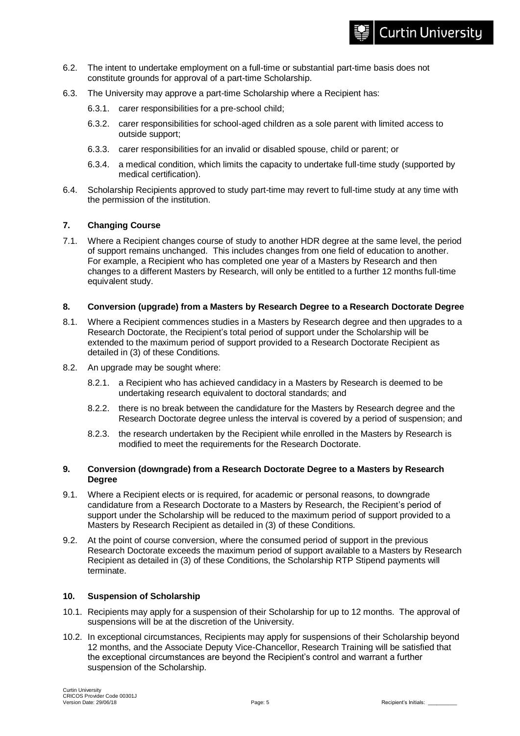6.2. The intent to undertake employment on a full-time or substantial part-time basis does not constitute grounds for approval of a part-time Scholarship.

6.3. The University may approve a part-time Scholarship where a Recipient has:

6.3.1. carer responsibilities for a pre-school child;

6.3.2. carer responsibilities for school-aged children as a sole parent with limited access to outside support;

6.3.3. carer responsibilities for an invalid or disabled spouse, child or parent; or

6.3.4. a medical condition, which limits the capacity to undertake full-time study (supported by medical certification).

6.4. Scholarship Recipients approved to study part-time may revert to full-time study at any time with the permission of the institution.

## 7. Changing Course

7.1. Where a Recipient changes course of study to another HDR degree at the same level, the period of support remains unchanged. This includes changes from one field of education to another. For example, a Recipient who has completed one year of a Masters by Research and then changes to a different Masters by Research, will only be entitled to a further 12 months full-time equivalent study.

## 8. Conversion (upgrade) from a Masters by Research Degree to a Research Doctorate Degree

8.1. Where a Recipient commences studies in a Masters by Research degree and then upgrades to a Research Doctorate, the Recipient's total period of support under the Scholarship will be extended to the maximum period of support provided to a Research Doctorate Recipient as detailed in (3) of these Conditions.

8.2. An upgrade may be sought where:

8.2.1. a Recipient who has achieved candidacy in a Masters by Research is deemed to be undertaking research equivalent to doctoral standards; and

8.2.2. there is no break between the candidature for the Masters by Research degree and the Research Doctorate degree unless the interval is covered by a period of suspension; and

8.2.3. the research undertaken by the Recipient while enrolled in the Masters by Research is modified to meet the requirements for the Research Doctorate.

## 9. Conversion (downgrade) from a Research Doctorate Degree to a Masters by Research Degree

9.1. Where a Recipient elects or is required, for academic or personal reasons, to downgrade candidature from a Research Doctorate to a Masters by Research, the Recipient's period of support under the Scholarship will be reduced to the maximum period of support provided to a Masters by Research Recipient as detailed in (3) of these Conditions.

9.2. At the point of course conversion, where the consumed period of support in the previous Research Doctorate exceeds the maximum period of support available to a Masters by Research Recipient as detailed in (3) of these Conditions, the Scholarship RTP Stipend payments will terminate.

## 10. Suspension of Scholarship

10.1. Recipients may apply for a suspension of their Scholarship for up to 12 months. The approval of suspensions will be at the discretion of the University.

10.2. In exceptional circumstances, Recipients may apply for suspensions of their Scholarship beyond 12 months, and the Associate Deputy Vice-Chancellor, Research Training will be satisfied that the exceptional circumstances are beyond the Recipient's control and warrant a further suspension of the Scholarship.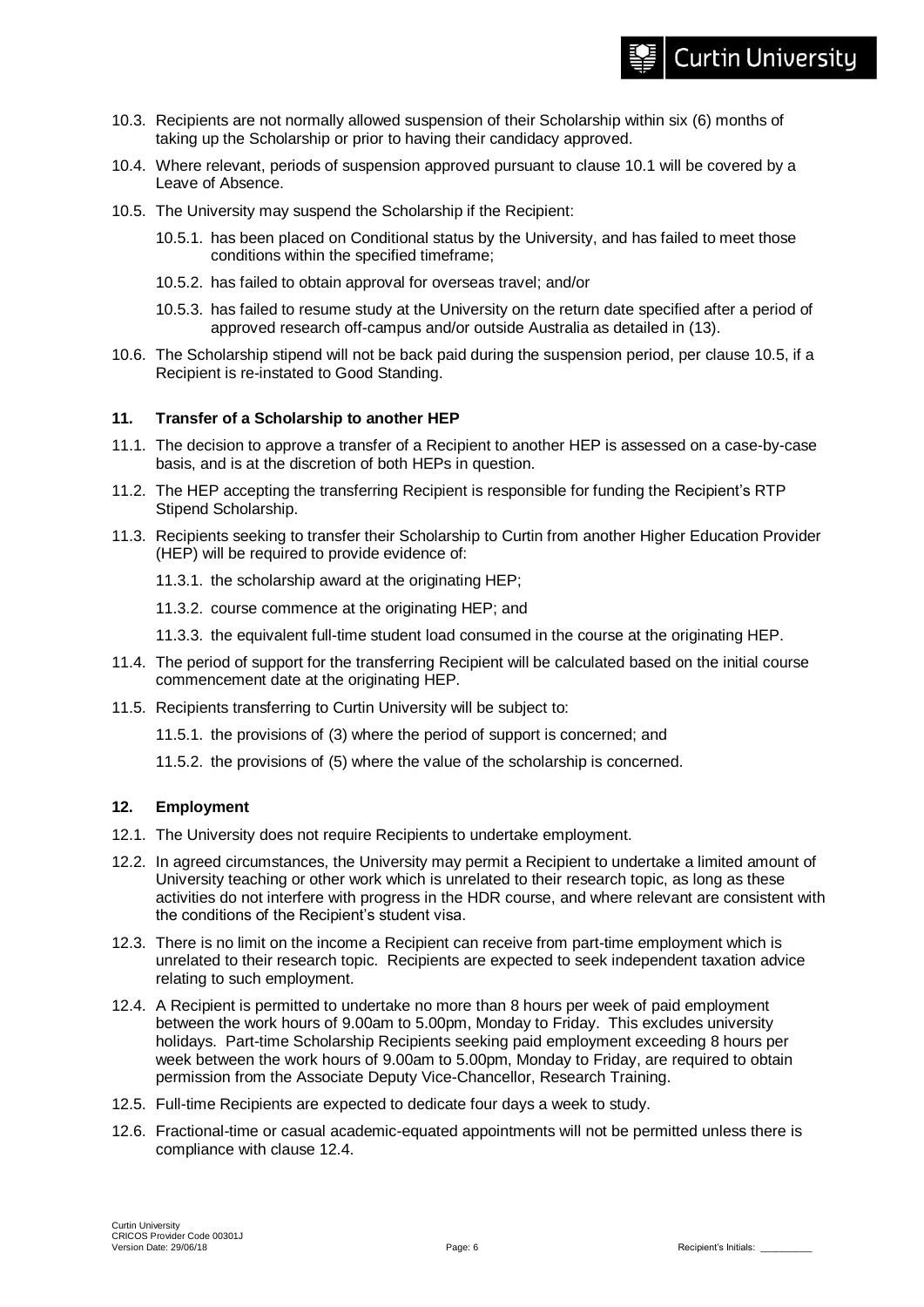10.3. Recipients are not normally allowed suspension of their Scholarship within six (6) months of taking up the Scholarship or prior to having their candidacy approved.

10.4. Where relevant, periods of suspension approved pursuant to clause 10.1 will be covered by a Leave of Absence.

10.5. The University may suspend the Scholarship if the Recipient:

- 10.5.1. has been placed on Conditional status by the University, and has failed to meet those conditions within the specified timeframe;
- 10.5.2. has failed to obtain approval for overseas travel; and/or
- 10.5.3. has failed to resume study at the University on the return date specified after a period of approved research off-campus and/or outside Australia as detailed in (13).

10.6. The Scholarship stipend will not be back paid during the suspension period, per clause 10.5, if a Recipient is re-instated to Good Standing.

## 11. Transfer of a Scholarship to another HEP

11.1. The decision to approve a transfer of a Recipient to another HEP is assessed on a case-by-case basis, and is at the discretion of both HEPs in question.

11.2. The HEP accepting the transferring Recipient is responsible for funding the Recipient's RTP Stipend Scholarship.

11.3. Recipients seeking to transfer their Scholarship to Curtin from another Higher Education Provider (HEP) will be required to provide evidence of:

- 11.3.1. the scholarship award at the originating HEP;
- 11.3.2. course commence at the originating HEP; and
- 11.3.3. the equivalent full-time student load consumed in the course at the originating HEP.

11.4. The period of support for the transferring Recipient will be calculated based on the initial course commencement date at the originating HEP.

11.5. Recipients transferring to Curtin University will be subject to:

- 11.5.1. the provisions of (3) where the period of support is concerned; and
- 11.5.2. the provisions of (5) where the value of the scholarship is concerned.

## 12. Employment

12.1. The University does not require Recipients to undertake employment.

12.2. In agreed circumstances, the University may permit a Recipient to undertake a limited amount of University teaching or other work which is unrelated to their research topic, as long as these activities do not interfere with progress in the HDR course, and where relevant are consistent with the conditions of the Recipient's student visa.

12.3. There is no limit on the income a Recipient can receive from part-time employment which is unrelated to their research topic. Recipients are expected to seek independent taxation advice relating to such employment.

12.4. A Recipient is permitted to undertake no more than 8 hours per week of paid employment between the work hours of 9.00am to 5.00pm, Monday to Friday. This excludes university holidays. Part-time Scholarship Recipients seeking paid employment exceeding 8 hours per week between the work hours of 9.00am to 5.00pm, Monday to Friday, are required to obtain permission from the Associate Deputy Vice-Chancellor, Research Training.

12.5. Full-time Recipients are expected to dedicate four days a week to study.

12.6. Fractional-time or casual academic-equated appointments will not be permitted unless there is compliance with clause 12.4.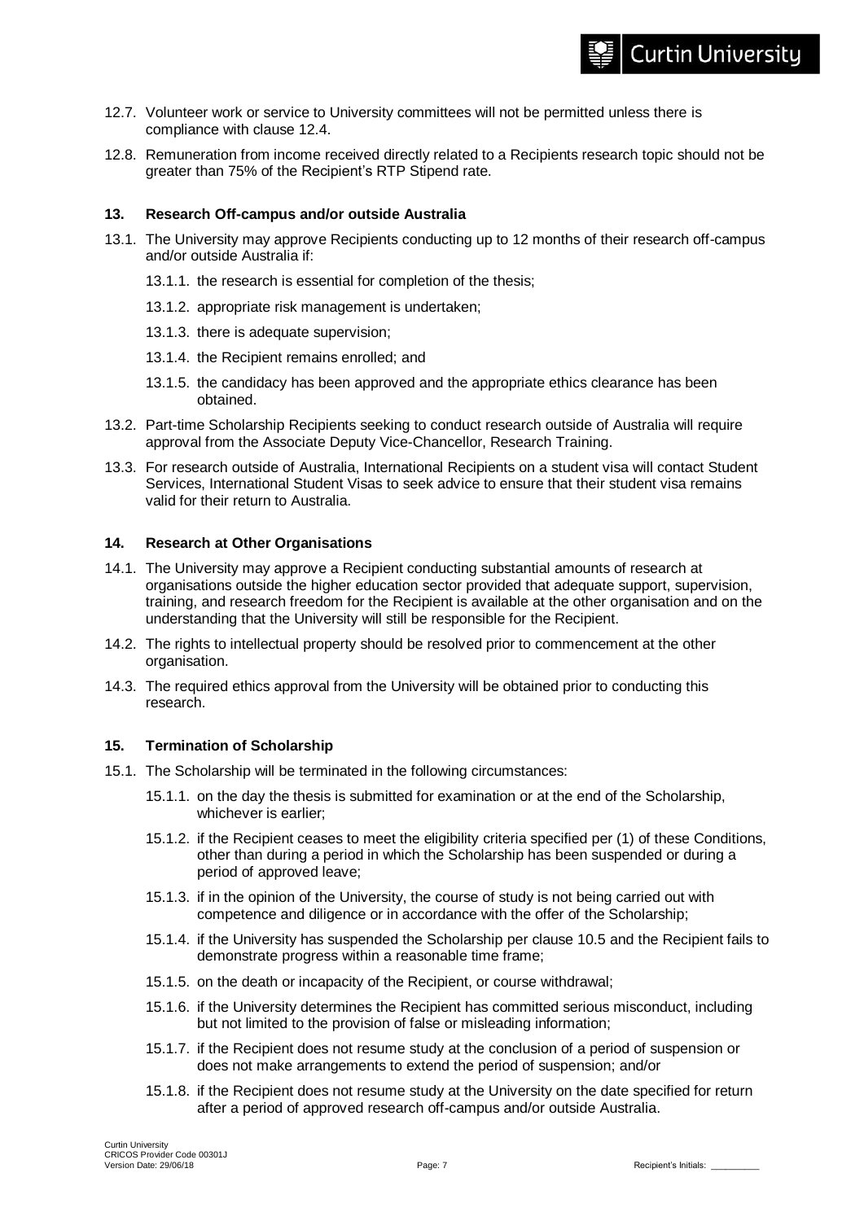12.7. Volunteer work or service to University committees will not be permitted unless there is compliance with clause 12.4.

12.8. Remuneration from income received directly related to a Recipients research topic should not be greater than 75% of the Recipient's RTP Stipend rate.

**13. Research Off-campus and/or outside Australia**

13.1. The University may approve Recipients conducting up to 12 months of their research off-campus and/or outside Australia if:

- 13.1.1. the research is essential for completion of the thesis;
- 13.1.2. appropriate risk management is undertaken;
- 13.1.3. there is adequate supervision;
- 13.1.4. the Recipient remains enrolled; and
- 13.1.5. the candidacy has been approved and the appropriate ethics clearance has been obtained.

13.2. Part-time Scholarship Recipients seeking to conduct research outside of Australia will require approval from the Associate Deputy Vice-Chancellor, Research Training.

13.3. For research outside of Australia, International Recipients on a student visa will contact Student Services, International Student Visas to seek advice to ensure that their student visa remains valid for their return to Australia.

**14. Research at Other Organisations**

14.1. The University may approve a Recipient conducting substantial amounts of research at organisations outside the higher education sector provided that adequate support, supervision, training, and research freedom for the Recipient is available at the other organisation and on the understanding that the University will still be responsible for the Recipient.

14.2. The rights to intellectual property should be resolved prior to commencement at the other organisation.

14.3. The required ethics approval from the University will be obtained prior to conducting this research.

**15. Termination of Scholarship**

15.1. The Scholarship will be terminated in the following circumstances:

- 15.1.1. on the day the thesis is submitted for examination or at the end of the Scholarship, whichever is earlier;
- 15.1.2. if the Recipient ceases to meet the eligibility criteria specified per (1) of these Conditions, other than during a period in which the Scholarship has been suspended or during a period of approved leave;
- 15.1.3. if in the opinion of the University, the course of study is not being carried out with competence and diligence or in accordance with the offer of the Scholarship;
- 15.1.4. if the University has suspended the Scholarship per clause 10.5 and the Recipient fails to demonstrate progress within a reasonable time frame;
- 15.1.5. on the death or incapacity of the Recipient, or course withdrawal;
- 15.1.6. if the University determines the Recipient has committed serious misconduct, including but not limited to the provision of false or misleading information;
- 15.1.7. if the Recipient does not resume study at the conclusion of a period of suspension or does not make arrangements to extend the period of suspension; and/or
- 15.1.8. if the Recipient does not resume study at the University on the date specified for return after a period of approved research off-campus and/or outside Australia.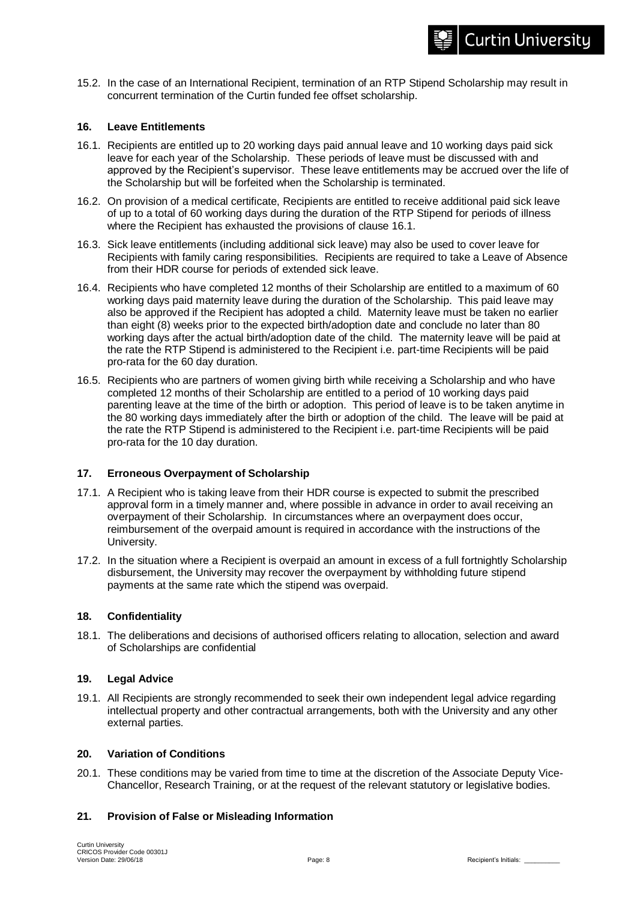15.2. In the case of an International Recipient, termination of an RTP Stipend Scholarship may result in concurrent termination of the Curtin funded fee offset scholarship.

## 16. Leave Entitlements

16.1. Recipients are entitled up to 20 working days paid annual leave and 10 working days paid sick leave for each year of the Scholarship. These periods of leave must be discussed with and approved by the Recipient's supervisor. These leave entitlements may be accrued over the life of the Scholarship but will be forfeited when the Scholarship is terminated.

16.2. On provision of a medical certificate, Recipients are entitled to receive additional paid sick leave of up to a total of 60 working days during the duration of the RTP Stipend for periods of illness where the Recipient has exhausted the provisions of clause 16.1.

16.3. Sick leave entitlements (including additional sick leave) may also be used to cover leave for Recipients with family caring responsibilities. Recipients are required to take a Leave of Absence from their HDR course for periods of extended sick leave.

16.4. Recipients who have completed 12 months of their Scholarship are entitled to a maximum of 60 working days paid maternity leave during the duration of the Scholarship. This paid leave may also be approved if the Recipient has adopted a child. Maternity leave must be taken no earlier than eight (8) weeks prior to the expected birth/adoption date and conclude no later than 80 working days after the actual birth/adoption date of the child. The maternity leave will be paid at the rate the RTP Stipend is administered to the Recipient i.e. part-time Recipients will be paid pro-rata for the 60 day duration.

16.5. Recipients who are partners of women giving birth while receiving a Scholarship and who have completed 12 months of their Scholarship are entitled to a period of 10 working days paid parenting leave at the time of the birth or adoption. This period of leave is to be taken anytime in the 80 working days immediately after the birth or adoption of the child. The leave will be paid at the rate the RTP Stipend is administered to the Recipient i.e. part-time Recipients will be paid pro-rata for the 10 day duration.

## 17. Erroneous Overpayment of Scholarship

17.1. A Recipient who is taking leave from their HDR course is expected to submit the prescribed approval form in a timely manner and, where possible in advance in order to avail receiving an overpayment of their Scholarship. In circumstances where an overpayment does occur, reimbursement of the overpaid amount is required in accordance with the instructions of the University.

17.2. In the situation where a Recipient is overpaid an amount in excess of a full fortnightly Scholarship disbursement, the University may recover the overpayment by withholding future stipend payments at the same rate which the stipend was overpaid.

## 18. Confidentiality

18.1. The deliberations and decisions of authorised officers relating to allocation, selection and award of Scholarships are confidential

## 19. Legal Advice

19.1. All Recipients are strongly recommended to seek their own independent legal advice regarding intellectual property and other contractual arrangements, both with the University and any other external parties.

## 20. Variation of Conditions

20.1. These conditions may be varied from time to time at the discretion of the Associate Deputy Vice-Chancellor, Research Training, or at the request of the relevant statutory or legislative bodies.

## 21. Provision of False or Misleading Information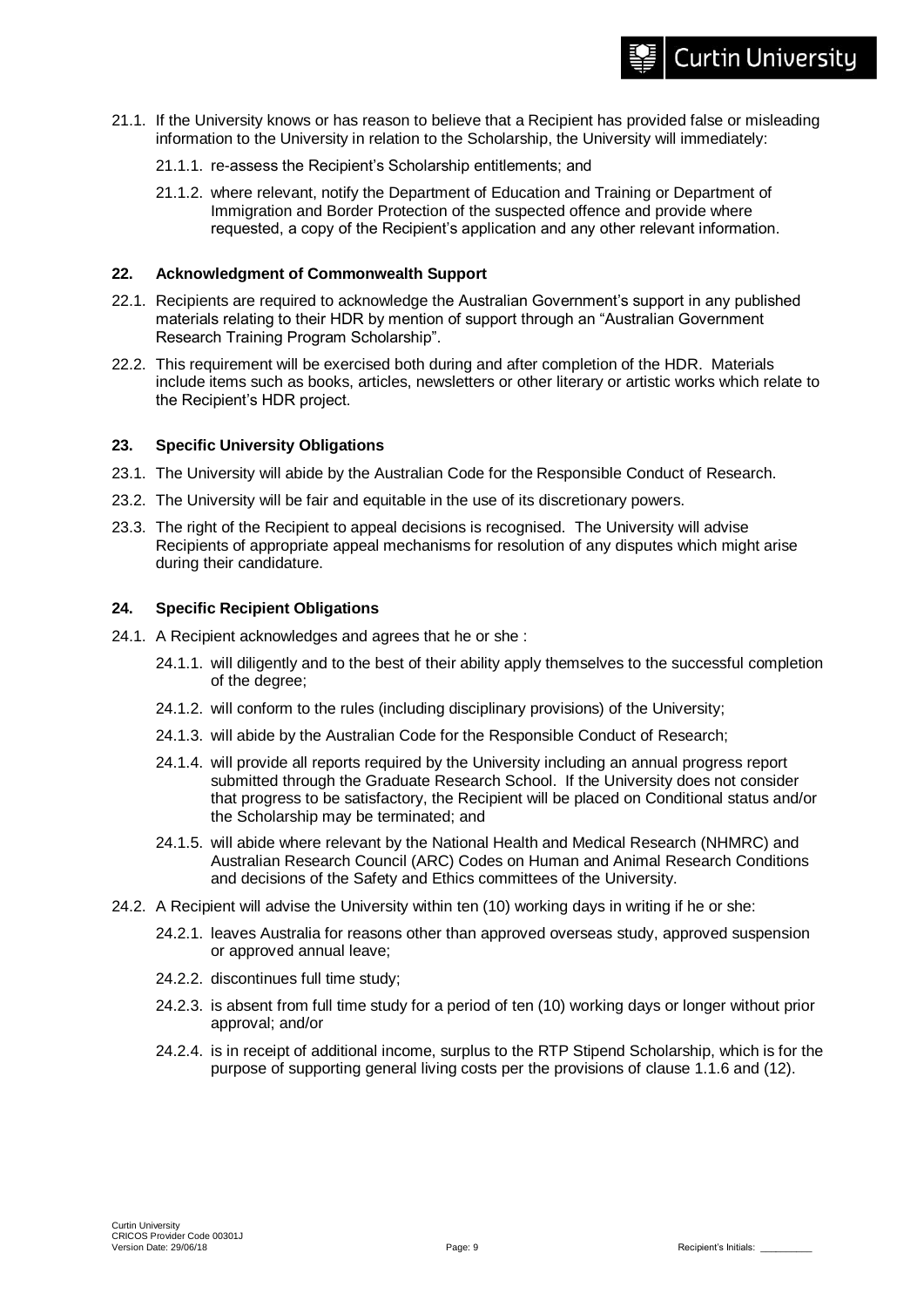21.1. If the University knows or has reason to believe that a Recipient has provided false or misleading information to the University in relation to the Scholarship, the University will immediately:

21.1.1. re-assess the Recipient's Scholarship entitlements; and

21.1.2. where relevant, notify the Department of Education and Training or Department of Immigration and Border Protection of the suspected offence and provide where requested, a copy of the Recipient's application and any other relevant information.

## 22. Acknowledgment of Commonwealth Support

22.1. Recipients are required to acknowledge the Australian Government's support in any published materials relating to their HDR by mention of support through an "Australian Government Research Training Program Scholarship".

22.2. This requirement will be exercised both during and after completion of the HDR. Materials include items such as books, articles, newsletters or other literary or artistic works which relate to the Recipient's HDR project.

## 23. Specific University Obligations

23.1. The University will abide by the Australian Code for the Responsible Conduct of Research.

23.2. The University will be fair and equitable in the use of its discretionary powers.

23.3. The right of the Recipient to appeal decisions is recognised. The University will advise Recipients of appropriate appeal mechanisms for resolution of any disputes which might arise during their candidature.

## 24. Specific Recipient Obligations

24.1. A Recipient acknowledges and agrees that he or she :

24.1.1. will diligently and to the best of their ability apply themselves to the successful completion of the degree;

24.1.2. will conform to the rules (including disciplinary provisions) of the University;

24.1.3. will abide by the Australian Code for the Responsible Conduct of Research;

24.1.4. will provide all reports required by the University including an annual progress report submitted through the Graduate Research School. If the University does not consider that progress to be satisfactory, the Recipient will be placed on Conditional status and/or the Scholarship may be terminated; and

24.1.5. will abide where relevant by the National Health and Medical Research (NHMRC) and Australian Research Council (ARC) Codes on Human and Animal Research Conditions and decisions of the Safety and Ethics committees of the University.

24.2. A Recipient will advise the University within ten (10) working days in writing if he or she:

24.2.1. leaves Australia for reasons other than approved overseas study, approved suspension or approved annual leave;

24.2.2. discontinues full time study;

24.2.3. is absent from full time study for a period of ten (10) working days or longer without prior approval; and/or

24.2.4. is in receipt of additional income, surplus to the RTP Stipend Scholarship, which is for the purpose of supporting general living costs per the provisions of clause 1.1.6 and (12).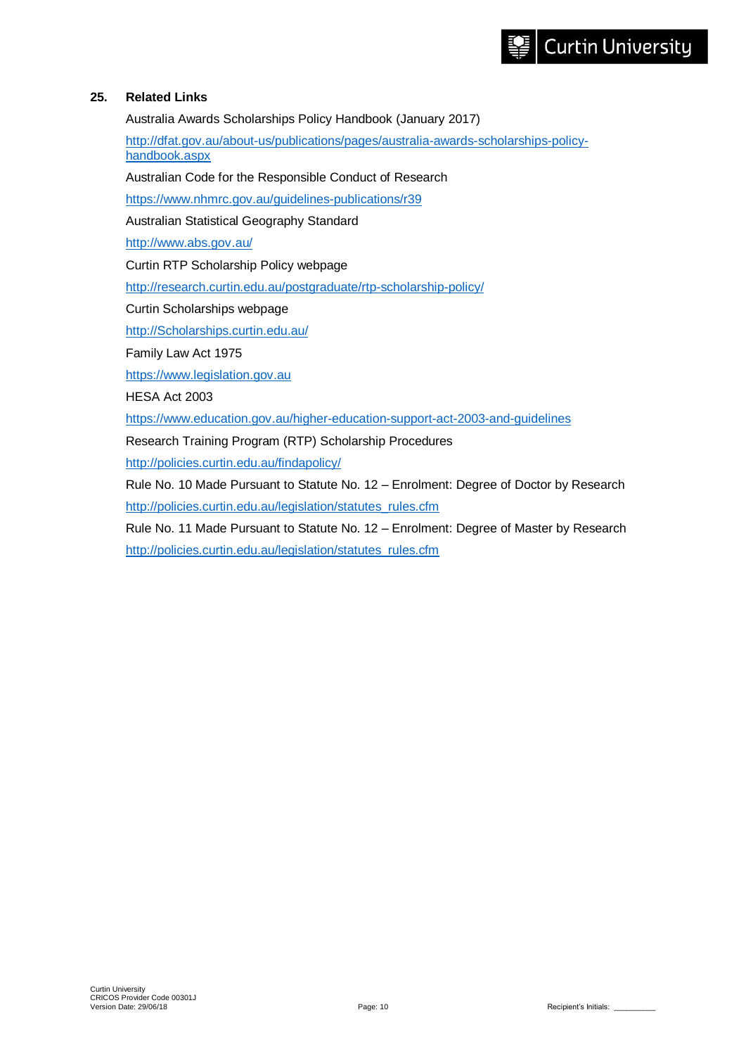## 25. Related Links

Australia Awards Scholarships Policy Handbook (January 2017)

http://dfat.gov.au/about-us/publications/pages/australia-awards-scholarships-policy-handbook.aspx

Australian Code for the Responsible Conduct of Research

https://www.nhmrc.gov.au/guidelines-publications/r39

Australian Statistical Geography Standard

http://www.abs.gov.au/

Curtin RTP Scholarship Policy webpage

http://research.curtin.edu.au/postgraduate/rtp-scholarship-policy/

Curtin Scholarships webpage

http://Scholarships.curtin.edu.au/

Family Law Act 1975

https://www.legislation.gov.au

HESA Act 2003

https://www.education.gov.au/higher-education-support-act-2003-and-guidelines

Research Training Program (RTP) Scholarship Procedures

http://policies.curtin.edu.au/findapolicy/

Rule No. 10 Made Pursuant to Statute No. 12 – Enrolment: Degree of Doctor by Research

http://policies.curtin.edu.au/legislation/statutes_rules.cfm

Rule No. 11 Made Pursuant to Statute No. 12 – Enrolment: Degree of Master by Research

http://policies.curtin.edu.au/legislation/statutes_rules.cfm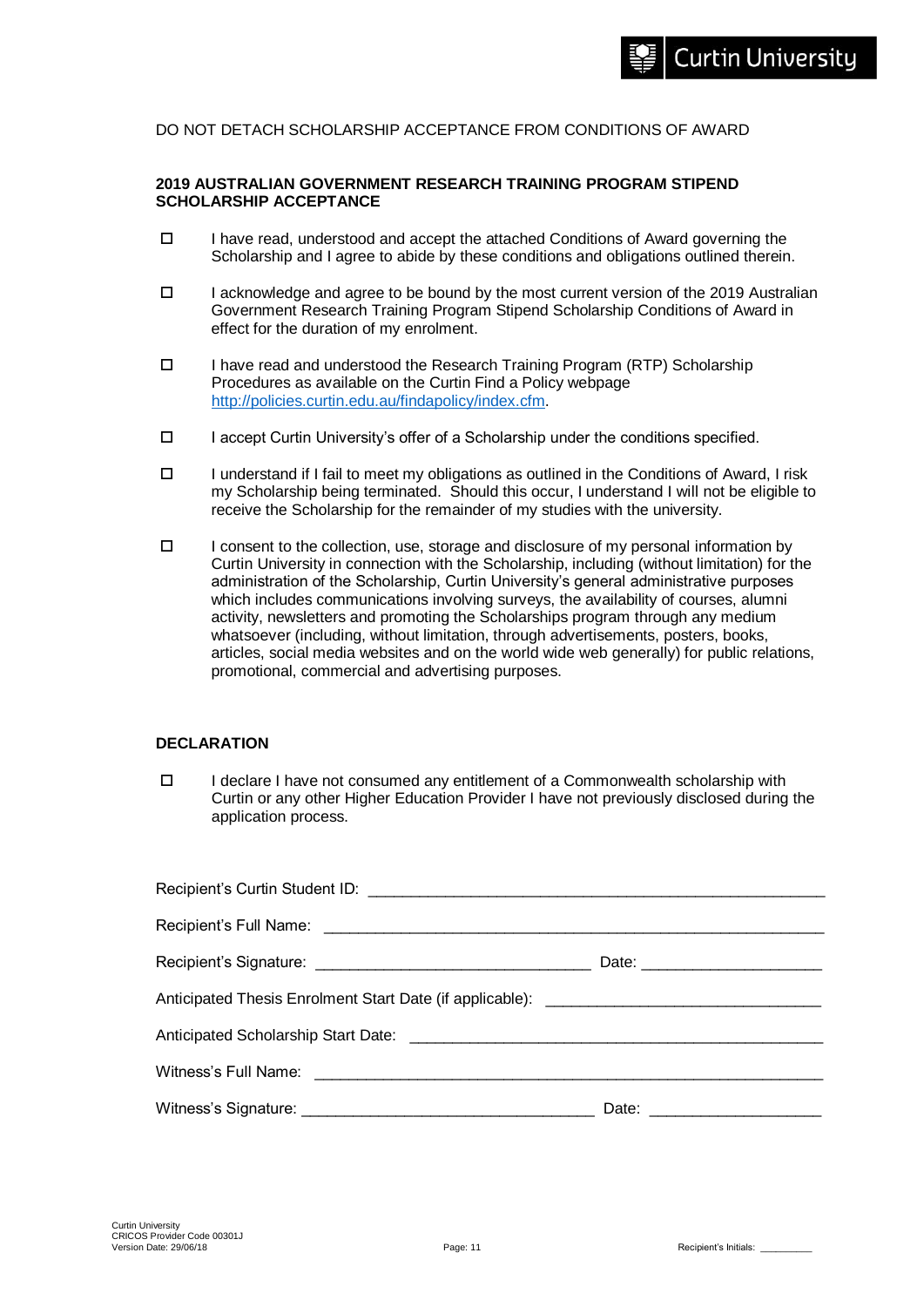DO NOT DETACH SCHOLARSHIP ACCEPTANCE FROM CONDITIONS OF AWARD

**2019 AUSTRALIAN GOVERNMENT RESEARCH TRAINING PROGRAM STIPEND SCHOLARSHIP ACCEPTANCE**

- ☐ I have read, understood and accept the attached Conditions of Award governing the Scholarship and I agree to abide by these conditions and obligations outlined therein.
- ☐ I acknowledge and agree to be bound by the most current version of the 2019 Australian Government Research Training Program Stipend Scholarship Conditions of Award in effect for the duration of my enrolment.
- ☐ I have read and understood the Research Training Program (RTP) Scholarship Procedures as available on the Curtin Find a Policy webpage http://policies.curtin.edu.au/findapolicy/index.cfm.
- ☐ I accept Curtin University's offer of a Scholarship under the conditions specified.
- ☐ I understand if I fail to meet my obligations as outlined in the Conditions of Award, I risk my Scholarship being terminated. Should this occur, I understand I will not be eligible to receive the Scholarship for the remainder of my studies with the university.
- ☐ I consent to the collection, use, storage and disclosure of my personal information by Curtin University in connection with the Scholarship, including (without limitation) for the administration of the Scholarship, Curtin University's general administrative purposes which includes communications involving surveys, the availability of courses, alumni activity, newsletters and promoting the Scholarships program through any medium whatsoever (including, without limitation, through advertisements, posters, books, articles, social media websites and on the world wide web generally) for public relations, promotional, commercial and advertising purposes.

**DECLARATION**

- ☐ I declare I have not consumed any entitlement of a Commonwealth scholarship with Curtin or any other Higher Education Provider I have not previously disclosed during the application process.

Recipient's Curtin Student ID: ______________________________

Recipient's Full Name: ______________________________

Recipient's Signature: ______________________________ Date: ____________________

Anticipated Thesis Enrolment Start Date (if applicable): ______________________________

Anticipated Scholarship Start Date: ______________________________

Witness's Full Name: ______________________________

Witness's Signature: ______________________________ Date: ____________________

Curtin University
CRICOS Provider Code 00301J
Version Date: 29/06/18

Recipient's Initials: _________